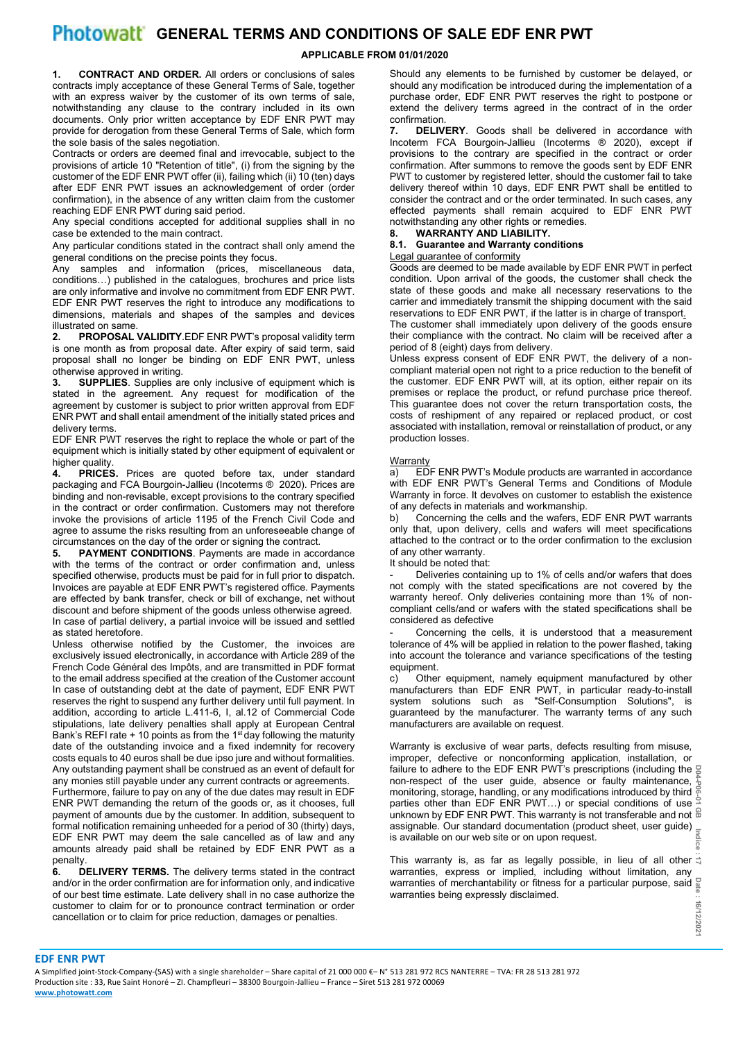# Photowatt GENERAL TERMS AND CONDITIONS OF SALE EDF ENR PWT

**APPLICABLE FROM 01/01/2020**

**1. CONTRACT AND ORDER.** All orders or conclusions of sales contracts imply acceptance of these General Terms of Sale, together with an express waiver by the customer of its own terms of sale, notwithstanding any clause to the contrary included in its own documents. Only prior written acceptance by EDF ENR PWT may provide for derogation from these General Terms of Sale, which form the sole basis of the sales negotiation.

Contracts or orders are deemed final and irrevocable, subject to the provisions of article 10 "Retention of title", (i) from the signing by the customer of the EDF ENR PWT offer (ii), failing which (ii) 10 (ten) days after EDF ENR PWT issues an acknowledgement of order (order confirmation), in the absence of any written claim from the customer reaching EDF ENR PWT during said period.

Any special conditions accepted for additional supplies shall in no case be extended to the main contract.

Any particular conditions stated in the contract shall only amend the general conditions on the precise points they focus.

Any samples and information (prices, miscellaneous data, conditions…) published in the catalogues, brochures and price lists are only informative and involve no commitment from EDF ENR PWT. EDF ENR PWT reserves the right to introduce any modifications to dimensions, materials and shapes of the samples and devices illustrated on same.

**2. PROPOSAL VALIDITY**.EDF ENR PWT's proposal validity term is one month as from proposal date. After expiry of said term, said proposal shall no longer be binding on EDF ENR PWT, unless otherwise approved in writing.

**3. SUPPLIES**. Supplies are only inclusive of equipment which is stated in the agreement. Any request for modification of the agreement by customer is subject to prior written approval from EDF ENR PWT and shall entail amendment of the initially stated prices and delivery terms.

EDF ENR PWT reserves the right to replace the whole or part of the equipment which is initially stated by other equipment of equivalent or higher quality.

**4. PRICES.** Prices are quoted before tax, under standard packaging and FCA Bourgoin-Jallieu (Incoterms ® 2020). Prices are binding and non-revisable, except provisions to the contrary specified in the contract or order confirmation. Customers may not therefore invoke the provisions of article 1195 of the French Civil Code and agree to assume the risks resulting from an unforeseeable change of circumstances on the day of the order or signing the contract.

**5. PAYMENT CONDITIONS**. Payments are made in accordance with the terms of the contract or order confirmation and, unless specified otherwise, products must be paid for in full prior to dispatch. Invoices are payable at EDF ENR PWT's registered office. Payments are effected by bank transfer, check or bill of exchange, net without discount and before shipment of the goods unless otherwise agreed. In case of partial delivery, a partial invoice will be issued and settled as stated heretofore.

Unless otherwise notified by the Customer, the invoices are exclusively issued electronically, in accordance with Article 289 of the French Code Général des Impôts, and are transmitted in PDF format to the email address specified at the creation of the Customer account In case of outstanding debt at the date of payment, EDF ENR PWT reserves the right to suspend any further delivery until full payment. In addition, according to article L.411-6, I, al.12 of Commercial Code stipulations, late delivery penalties shall apply at European Central Bank's REFI rate + 10 points as from the 1st day following the maturity date of the outstanding invoice and a fixed indemnity for recovery costs equals to 40 euros shall be due ipso jure and without formalities. Any outstanding payment shall be construed as an event of default for any monies still payable under any current contracts or agreements.

Furthermore, failure to pay on any of the due dates may result in EDF ENR PWT demanding the return of the goods or, as it chooses, full payment of amounts due by the customer. In addition, subsequent to formal notification remaining unheeded for a period of 30 (thirty) days, EDF ENR PWT may deem the sale cancelled as of law and any amounts already paid shall be retained by EDF ENR PWT as a penalty.

**6. DELIVERY TERMS.** The delivery terms stated in the contract and/or in the order confirmation are for information only, and indicative of our best time estimate. Late delivery shall in no case authorize the customer to claim for or to pronounce contract termination or order cancellation or to claim for price reduction, damages or penalties.

Should any elements to be furnished by customer be delayed, or should any modification be introduced during the implementation of a purchase order, EDF ENR PWT reserves the right to postpone or extend the delivery terms agreed in the contract of in the order confirmation.

**7. DELIVERY**. Goods shall be delivered in accordance with Incoterm FCA Bourgoin-Jallieu (Incoterms ® 2020), except if provisions to the contrary are specified in the contract or order confirmation. After summons to remove the goods sent by EDF ENR PWT to customer by registered letter, should the customer fail to take delivery thereof within 10 days, EDF ENR PWT shall be entitled to consider the contract and or the order terminated. In such cases, any effected payments shall remain acquired to EDF ENR PWT notwithstanding any other rights or remedies.

**8. WARRANTY AND LIABILITY.**

**8.1. Guarantee and Warranty conditions**

Legal guarantee of conformity

Goods are deemed to be made available by EDF ENR PWT in perfect condition. Upon arrival of the goods, the customer shall check the state of these goods and make all necessary reservations to the carrier and immediately transmit the shipping document with the said reservations to EDF ENR PWT, if the latter is in charge of transport.

The customer shall immediately upon delivery of the goods ensure their compliance with the contract. No claim will be received after a period of 8 (eight) days from delivery.

Unless express consent of EDF ENR PWT, the delivery of a non-compliant material open not right to a price reduction to the benefit of the customer. EDF ENR PWT will, at its option, either repair on its premises or replace the product, or refund purchase price thereof. This guarantee does not cover the return transportation costs, the costs of reshipment of any repaired or replaced product, or cost associated with installation, removal or reinstallation of product, or any production losses.

Warranty

a) EDF ENR PWT's Module products are warranted in accordance with EDF ENR PWT's General Terms and Conditions of Module Warranty in force. It devolves on customer to establish the existence of any defects in materials and workmanship.

b) Concerning the cells and the wafers, EDF ENR PWT warrants only that, upon delivery, cells and wafers will meet specifications attached to the contract or to the order confirmation to the exclusion of any other warranty.

It should be noted that:

- Deliveries containing up to 1% of cells and/or wafers that does not comply with the stated specifications are not covered by the warranty hereof. Only deliveries containing more than 1% of non-compliant cells/and or wafers with the stated specifications shall be considered as defective
- Concerning the cells, it is understood that a measurement tolerance of 4% will be applied in relation to the power flashed, taking into account the tolerance and variance specifications of the testing equipment.

c) Other equipment, namely equipment manufactured by other manufacturers than EDF ENR PWT, in particular ready-to-install system solutions such as "Self-Consumption Solutions", is guaranteed by the manufacturer. The warranty terms of any such manufacturers are available on request.

Warranty is exclusive of wear parts, defects resulting from misuse, improper, defective or nonconforming application, installation, or failure to adhere to the EDF ENR PWT's prescriptions (including the non-respect of the user guide, absence or faulty maintenance, monitoring, storage, handling, or any modifications introduced by third parties other than EDF ENR PWT…) or special conditions of use unknown by EDF ENR PWT. This warranty is not transferable and not assignable. Our standard documentation (product sheet, user guide) is available on our web site or on upon request.

This warranty is, as far as legally possible, in lieu of all other warranties, express or implied, including without limitation, any warranties of merchantability or fitness for a particular purpose, said warranties being expressly disclaimed.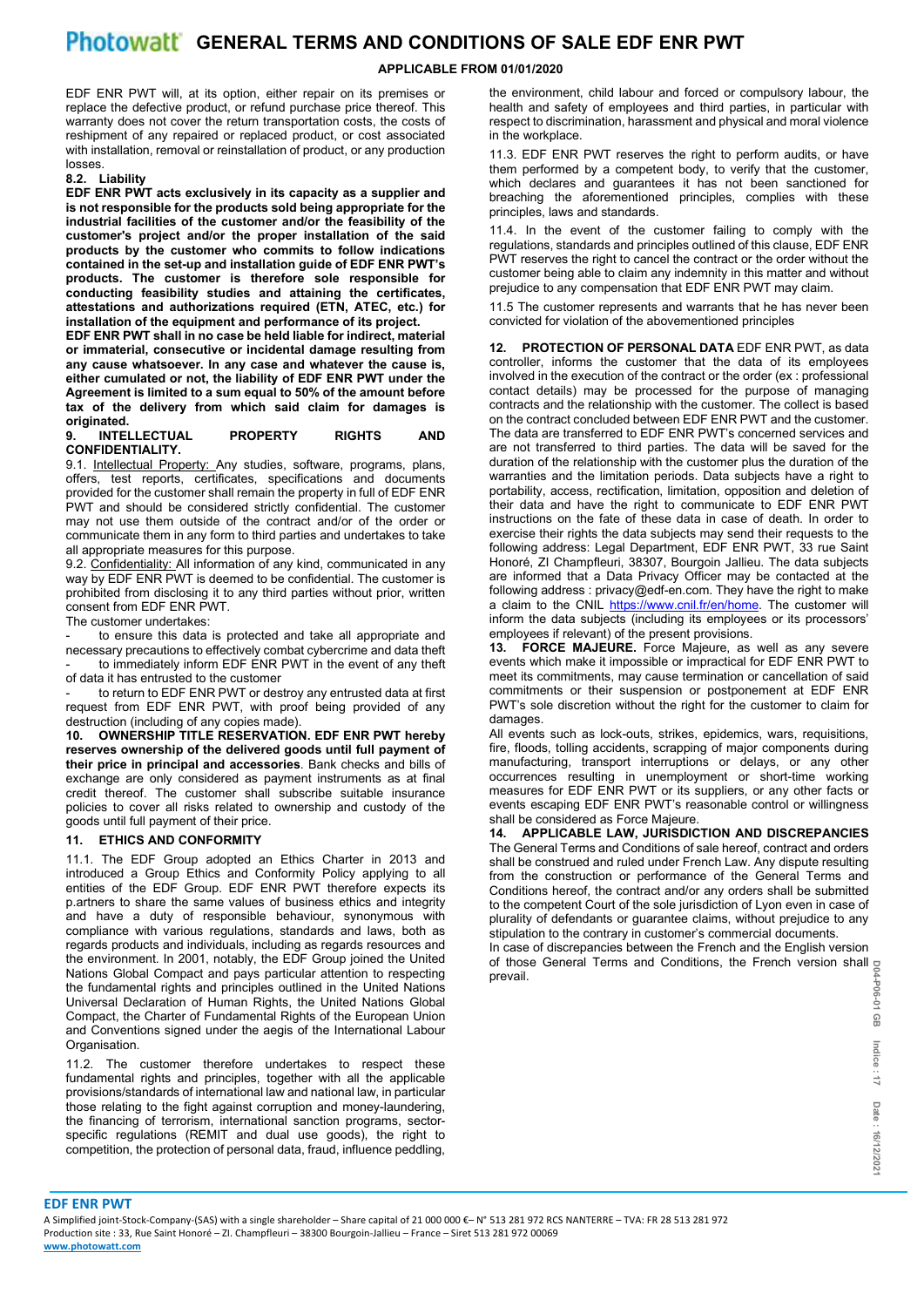EDF ENR PWT will, at its option, either repair on its premises or replace the defective product, or refund purchase price thereof. This warranty does not cover the return transportation costs, the costs of reshipment of any repaired or replaced product, or cost associated with installation, removal or reinstallation of product, or any production losses.

**8.2. Liability**

**EDF ENR PWT acts exclusively in its capacity as a supplier and is not responsible for the products sold being appropriate for the industrial facilities of the customer and/or the feasibility of the customer's project and/or the proper installation of the said products by the customer who commits to follow indications contained in the set-up and installation guide of EDF ENR PWT's products. The customer is therefore sole responsible for conducting feasibility studies and attaining the certificates, attestations and authorizations required (ETN, ATEC, etc.) for installation of the equipment and performance of its project.**

**EDF ENR PWT shall in no case be held liable for indirect, material or immaterial, consecutive or incidental damage resulting from any cause whatsoever. In any case and whatever the cause is, either cumulated or not, the liability of EDF ENR PWT under the Agreement is limited to a sum equal to 50% of the amount before tax of the delivery from which said claim for damages is originated.**

## 9. INTELLECTUAL PROPERTY RIGHTS AND CONFIDENTIALITY.

9.1. Intellectual Property: Any studies, software, programs, plans, offers, test reports, certificates, specifications and documents provided for the customer shall remain the property in full of EDF ENR PWT and should be considered strictly confidential. The customer may not use them outside of the contract and/or of the order or communicate them in any form to third parties and undertakes to take all appropriate measures for this purpose.

9.2. Confidentiality: All information of any kind, communicated in any way by EDF ENR PWT is deemed to be confidential. The customer is prohibited from disclosing it to any third parties without prior, written consent from EDF ENR PWT.

The customer undertakes:

- to ensure this data is protected and take all appropriate and necessary precautions to effectively combat cybercrime and data theft
- to immediately inform EDF ENR PWT in the event of any theft of data it has entrusted to the customer
- to return to EDF ENR PWT or destroy any entrusted data at first request from EDF ENR PWT, with proof being provided of any destruction (including of any copies made).

**10. OWNERSHIP TITLE RESERVATION. EDF ENR PWT hereby reserves ownership of the delivered goods until full payment of their price in principal and accessories**. Bank checks and bills of exchange are only considered as payment instruments as at final credit thereof. The customer shall subscribe suitable insurance policies to cover all risks related to ownership and custody of the goods until full payment of their price.

## 11. ETHICS AND CONFORMITY

11.1. The EDF Group adopted an Ethics Charter in 2013 and introduced a Group Ethics and Conformity Policy applying to all entities of the EDF Group. EDF ENR PWT therefore expects its p.artners to share the same values of business ethics and integrity and have a duty of responsible behaviour, synonymous with compliance with various regulations, standards and laws, both as regards products and individuals, including as regards resources and the environment. In 2001, notably, the EDF Group joined the United Nations Global Compact and pays particular attention to respecting the fundamental rights and principles outlined in the United Nations Universal Declaration of Human Rights, the United Nations Global Compact, the Charter of Fundamental Rights of the European Union and Conventions signed under the aegis of the International Labour Organisation.

11.2. The customer therefore undertakes to respect these fundamental rights and principles, together with all the applicable provisions/standards of international law and national law, in particular those relating to the fight against corruption and money-laundering, the financing of terrorism, international sanction programs, sector-specific regulations (REMIT and dual use goods), the right to competition, the protection of personal data, fraud, influence peddling, the environment, child labour and forced or compulsory labour, the health and safety of employees and third parties, in particular with respect to discrimination, harassment and physical and moral violence in the workplace.

11.3. EDF ENR PWT reserves the right to perform audits, or have them performed by a competent body, to verify that the customer, which declares and guarantees it has not been sanctioned for breaching the aforementioned principles, complies with these principles, laws and standards.

11.4. In the event of the customer failing to comply with the regulations, standards and principles outlined of this clause, EDF ENR PWT reserves the right to cancel the contract or the order without the customer being able to claim any indemnity in this matter and without prejudice to any compensation that EDF ENR PWT may claim.

11.5 The customer represents and warrants that he has never been convicted for violation of the abovementioned principles

**12. PROTECTION OF PERSONAL DATA** EDF ENR PWT, as data controller, informs the customer that the data of its employees involved in the execution of the contract or the order (ex : professional contact details) may be processed for the purpose of managing contracts and the relationship with the customer. The collect is based on the contract concluded between EDF ENR PWT and the customer. The data are transferred to EDF ENR PWT's concerned services and are not transferred to third parties. The data will be saved for the duration of the relationship with the customer plus the duration of the warranties and the limitation periods. Data subjects have a right to portability, access, rectification, limitation, opposition and deletion of their data and have the right to communicate to EDF ENR PWT instructions on the fate of these data in case of death. In order to exercise their rights the data subjects may send their requests to the following address: Legal Department, EDF ENR PWT, 33 rue Saint Honoré, ZI Champfleuri, 38307, Bourgoin Jallieu. The data subjects are informed that a Data Privacy Officer may be contacted at the following address : privacy@edf-en.com. They have the right to make a claim to the CNIL https://www.cnil.fr/en/home. The customer will inform the data subjects (including its employees or its processors' employees if relevant) of the present provisions.

**13. FORCE MAJEURE.** Force Majeure, as well as any severe events which make it impossible or impractical for EDF ENR PWT to meet its commitments, may cause termination or cancellation of said commitments or their suspension or postponement at EDF ENR PWT's sole discretion without the right for the customer to claim for damages.

All events such as lock-outs, strikes, epidemics, wars, requisitions, fire, floods, tolling accidents, scrapping of major components during manufacturing, transport interruptions or delays, or any other occurrences resulting in unemployment or short-time working measures for EDF ENR PWT or its suppliers, or any other facts or events escaping EDF ENR PWT's reasonable control or willingness shall be considered as Force Majeure.

**14. APPLICABLE LAW, JURISDICTION AND DISCREPANCIES**

The General Terms and Conditions of sale hereof, contract and orders shall be construed and ruled under French Law. Any dispute resulting from the construction or performance of the General Terms and Conditions hereof, the contract and/or any orders shall be submitted to the competent Court of the sole jurisdiction of Lyon even in case of plurality of defendants or guarantee claims, without prejudice to any stipulation to the contrary in customer's commercial documents.

In case of discrepancies between the French and the English version of those General Terms and Conditions, the French version shall prevail.